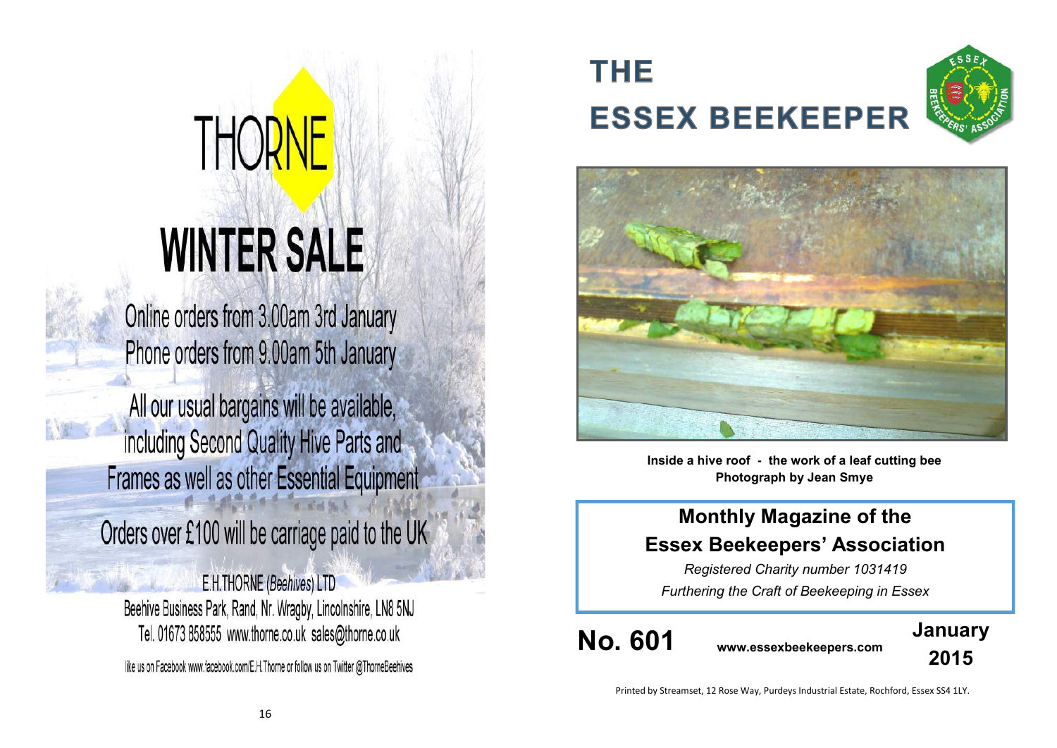# THORNE

## WINTER SALE

Online orders from 3.00am 3rd January
Phone orders from 9.00am 5th January

All our usual bargains will be available, including Second Quality Hive Parts and Frames as well as other Essential Equipment

Orders over £100 will be carriage paid to the UK

E.H.THORNE (*Beehives*) LTD
Beehive Business Park, Rand, Nr. Wragby, Lincolnshire, LN8 5NJ
Tel. 01673 858555 www.thorne.co.uk sales@thorne.co.uk

like us on Facebook www.facebook.com/E.H.Thorne or follow us on Twitter @ThorneBeehives

# THE ESSEX BEEKEEPER

**Inside a hive roof - the work of a leaf cutting bee**
**Photograph by Jean Smye**

## Monthly Magazine of the Essex Beekeepers' Association

*Registered Charity number 1031419*

*Furthering the Craft of Beekeeping in Essex*

**No. 601** **www.essexbeekeepers.com** **January 2015**

Printed by Streamset, 12 Rose Way, Purdeys Industrial Estate, Rochford, Essex SS4 1LY.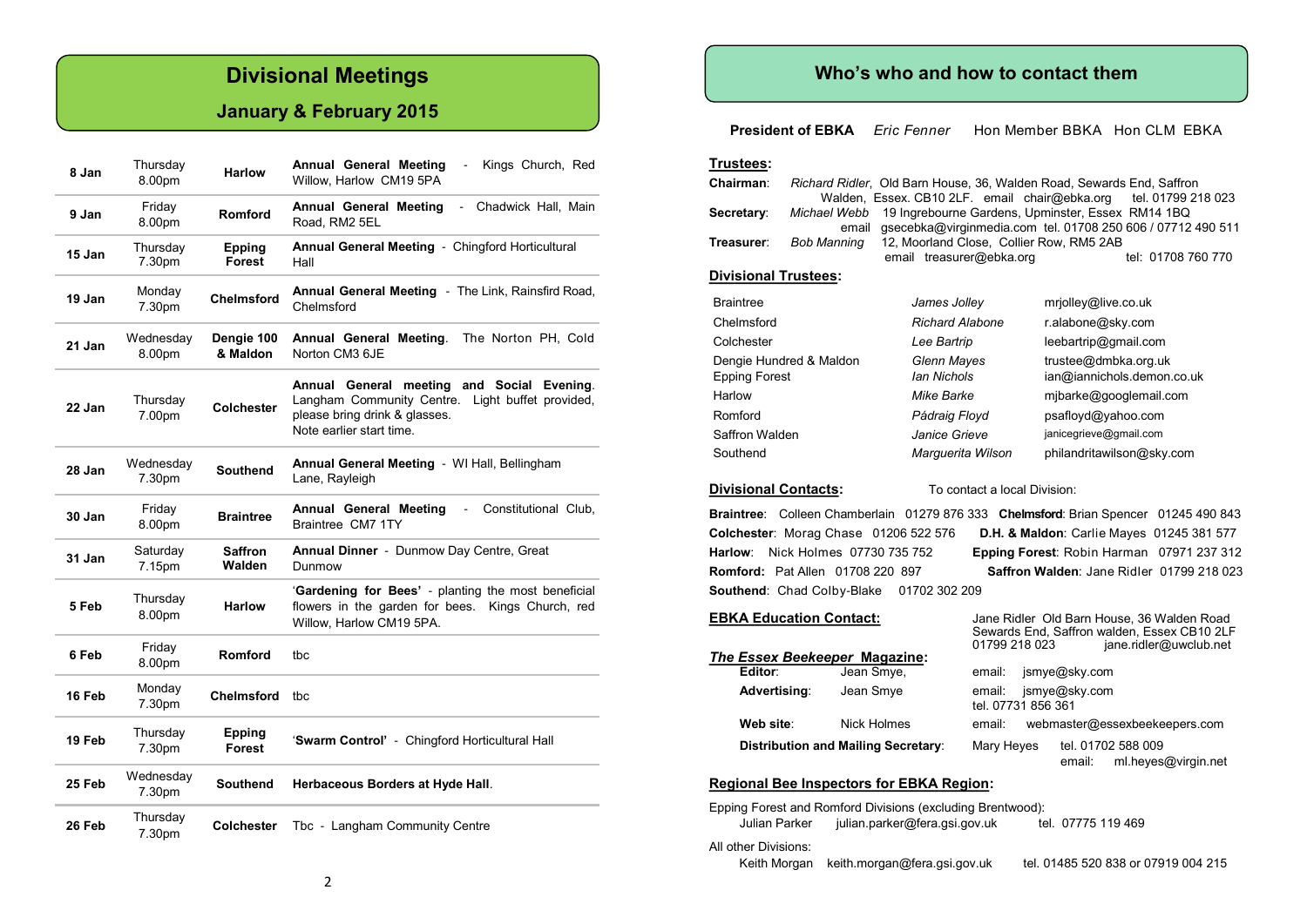# Divisional Meetings

## January & February 2015

| Date | Day / Time | Division | Event |
|---|---|---|---|
| 8 Jan | Thursday 8.00pm | Harlow | **Annual General Meeting** - Kings Church, Red Willow, Harlow CM19 5PA |
| 9 Jan | Friday 8.00pm | Romford | **Annual General Meeting** - Chadwick Hall, Main Road, RM2 5EL |
| 15 Jan | Thursday 7.30pm | Epping Forest | **Annual General Meeting** - Chingford Horticultural Hall |
| 19 Jan | Monday 7.30pm | Chelmsford | **Annual General Meeting** - The Link, Rainsfird Road, Chelmsford |
| 21 Jan | Wednesday 8.00pm | Dengie 100 & Maldon | **Annual General Meeting**. The Norton PH, Cold Norton CM3 6JE |
| 22 Jan | Thursday 7.00pm | Colchester | **Annual General meeting and Social Evening**. Langham Community Centre. Light buffet provided, please bring drink & glasses. Note earlier start time. |
| 28 Jan | Wednesday 7.30pm | Southend | **Annual General Meeting** - WI Hall, Bellingham Lane, Rayleigh |
| 30 Jan | Friday 8.00pm | Braintree | **Annual General Meeting** - Constitutional Club, Braintree CM7 1TY |
| 31 Jan | Saturday 7.15pm | Saffron Walden | **Annual Dinner** - Dunmow Day Centre, Great Dunmow |
| 5 Feb | Thursday 8.00pm | Harlow | '**Gardening for Bees**' - planting the most beneficial flowers in the garden for bees. Kings Church, red Willow, Harlow CM19 5PA. |
| 6 Feb | Friday 8.00pm | Romford | tbc |
| 16 Feb | Monday 7.30pm | Chelmsford | tbc |
| 19 Feb | Thursday 7.30pm | Epping Forest | '**Swarm Control**' - Chingford Horticultural Hall |
| 25 Feb | Wednesday 7.30pm | Southend | **Herbaceous Borders at Hyde Hall**. |
| 26 Feb | Thursday 7.30pm | Colchester | Tbc - Langham Community Centre |

# Who's who and how to contact them

**President of EBKA** *Eric Fenner* Hon Member BBKA Hon CLM EBKA

**Trustees:**

**Chairman**: *Richard Ridler*, Old Barn House, 36, Walden Road, Sewards End, Saffron Walden, Essex. CB10 2LF. email chair@ebka.org tel. 01799 218 023

**Secretary**: *Michael Webb* 19 Ingrebourne Gardens, Upminster, Essex RM14 1BQ email gsecebka@virginmedia.com tel. 01708 250 606 / 07712 490 511

**Treasurer**: *Bob Manning* 12, Moorland Close, Collier Row, RM5 2AB email treasurer@ebka.org tel: 01708 760 770

**Divisional Trustees:**

| Division | Trustee | Email |
|---|---|---|
| Braintree | *James Jolley* | mrjolley@live.co.uk |
| Chelmsford | *Richard Alabone* | r.alabone@sky.com |
| Colchester | *Lee Bartrip* | leebartrip@gmail.com |
| Dengie Hundred & Maldon | *Glenn Mayes* | trustee@dmbka.org.uk |
| Epping Forest | *Ian Nichols* | ian@iannichols.demon.co.uk |
| Harlow | *Mike Barke* | mjbarke@googlemail.com |
| Romford | *Pádraig Floyd* | psafloyd@yahoo.com |
| Saffron Walden | *Janice Grieve* | janicegrieve@gmail.com |
| Southend | *Marguerita Wilson* | philandritawilson@sky.com |

**Divisional Contacts:** To contact a local Division:

**Braintree**: Colleen Chamberlain 01279 876 333
**Chelmsford**: Brian Spencer 01245 490 843
**Colchester**: Morag Chase 01206 522 576
**D.H. & Maldon**: Carlie Mayes 01245 381 577
**Harlow**: Nick Holmes 07730 735 752
**Epping Forest**: Robin Harman 07971 237 312
**Romford:** Pat Allen 01708 220 897
**Saffron Walden**: Jane Ridler 01799 218 023
**Southend**: Chad Colby-Blake 01702 302 209

**EBKA Education Contact:** Jane Ridler Old Barn House, 36 Walden Road Sewards End, Saffron walden, Essex CB10 2LF 01799 218 023 jane.ridler@uwclub.net

***The Essex Beekeeper* Magazine:**

**Editor**: Jean Smye, email: jsmye@sky.com

**Advertising**: Jean Smye email: jsmye@sky.com tel. 07731 856 361

**Web site**: Nick Holmes email: webmaster@essexbeekeepers.com

**Distribution and Mailing Secretary**: Mary Heyes tel. 01702 588 009 email: ml.heyes@virgin.net

**Regional Bee Inspectors for EBKA Region:**

Epping Forest and Romford Divisions (excluding Brentwood):
Julian Parker julian.parker@fera.gsi.gov.uk tel. 07775 119 469

All other Divisions:
Keith Morgan keith.morgan@fera.gsi.gov.uk tel. 01485 520 838 or 07919 004 215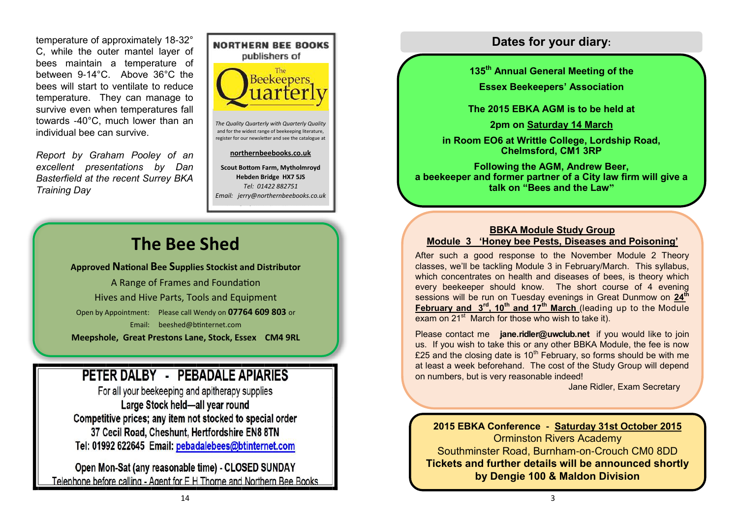temperature of approximately 18-32°C, while the outer mantel layer of bees maintain a temperature of between 9-14°C. Above 36°C the bees will start to ventilate to reduce temperature. They can manage to survive even when temperatures fall towards -40°C, much lower than an individual bee can survive.

*Report by Graham Pooley of an excellent presentations by Dan Basterfield at the recent Surrey BKA Training Day*

**NORTHERN BEE BOOKS**
publishers of

The Beekeepers Quarterly

*The Quality Quarterly with Quarterly Quality*
and for the widest range of beekeeping literature, register for our newsletter and see the catalogue at

**northernbeebooks.co.uk**

**Scout Bottom Farm, Mytholmroyd**
**Hebden Bridge HX7 5JS**
*Tel: 01422 882751*
*Email: jerry@northernbeebooks.co.uk*

# The Bee Shed

**Approved National Bee Supplies Stockist and Distributor**

A Range of Frames and Foundation

Hives and Hive Parts, Tools and Equipment

Open by Appointment: Please call Wendy on **07764 609 803** or
Email: beeshed@btinternet.com

**Meepshole, Great Prestons Lane, Stock, Essex CM4 9RL**

## PETER DALBY - PEBADALE APIARIES

For all your beekeeping and apitherapy supplies

**Large Stock held—all year round**

**Competitive prices; any item not stocked to special order**

**37 Cecil Road, Cheshunt, Hertfordshire EN8 8TN**

**Tel: 01992 622645 Email: pebadalebees@btinternet.com**

**Open Mon-Sat (any reasonable time) - CLOSED SUNDAY**

Telephone before calling - Agent for E H Thorne and Northern Bee Books

## Dates for your diary:

**135th Annual General Meeting of the**

**Essex Beekeepers' Association**

**The 2015 EBKA AGM is to be held at**

**2pm on Saturday 14 March**

**in Room EO6 at Writtle College, Lordship Road, Chelmsford, CM1 3RP**

**Following the AGM, Andrew Beer, a beekeeper and former partner of a City law firm will give a talk on "Bees and the Law"**

**BBKA Module Study Group**

**Module 3 'Honey bee Pests, Diseases and Poisoning'**

After such a good response to the November Module 2 Theory classes, we'll be tackling Module 3 in February/March. This syllabus, which concentrates on health and diseases of bees, is theory which every beekeeper should know. The short course of 4 evening sessions will be run on Tuesday evenings in Great Dunmow on **24th February and 3rd, 10th and 17th March** (leading up to the Module exam on 21st March for those who wish to take it).

Please contact me **jane.ridler@uwclub.net** if you would like to join us. If you wish to take this or any other BBKA Module, the fee is now £25 and the closing date is 10th February, so forms should be with me at least a week beforehand. The cost of the Study Group will depend on numbers, but is very reasonable indeed!

Jane Ridler, Exam Secretary

**2015 EBKA Conference - Saturday 31st October 2015**

Orminston Rivers Academy

Southminster Road, Burnham-on-Crouch CM0 8DD

**Tickets and further details will be announced shortly by Dengie 100 & Maldon Division**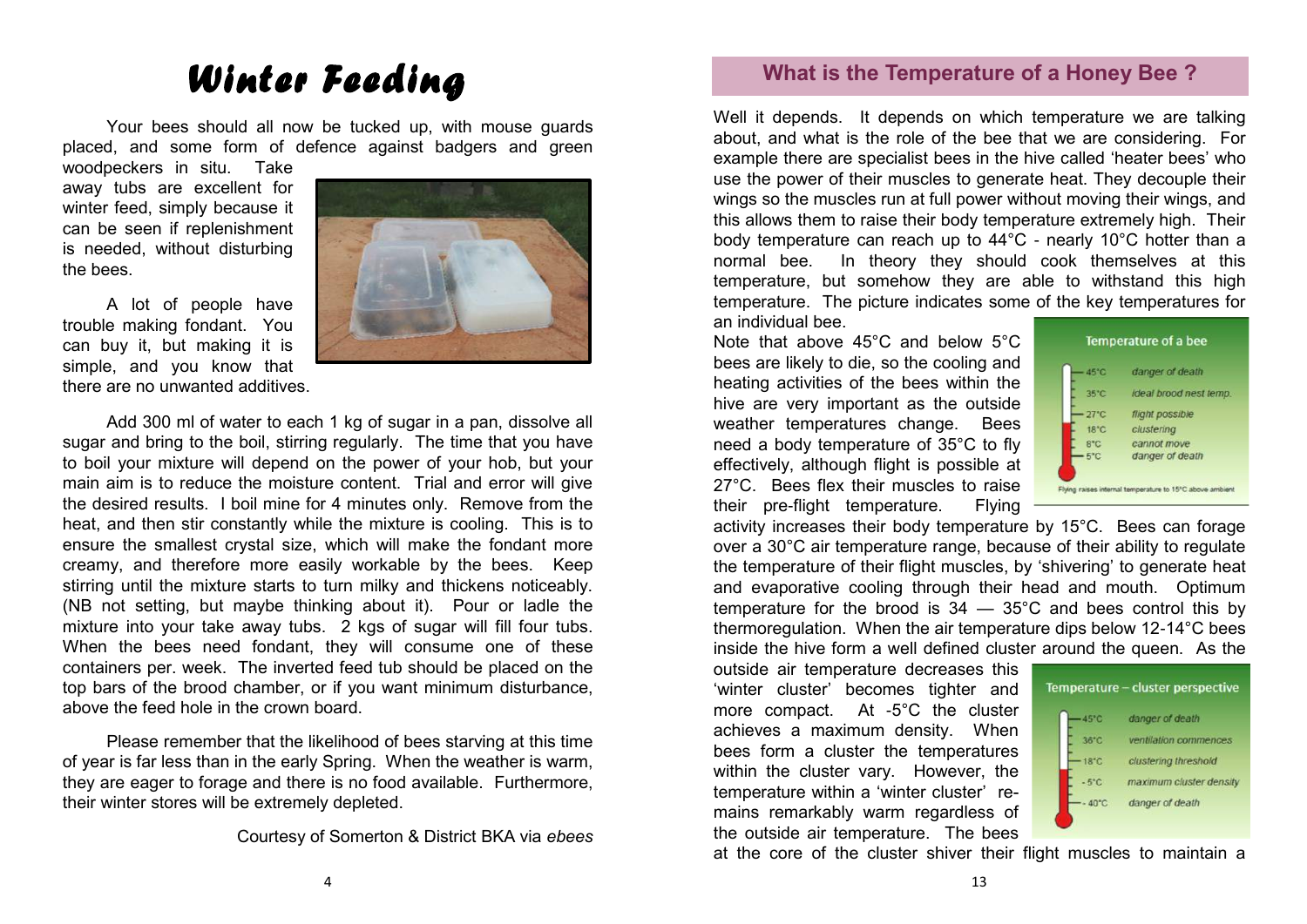# Winter Feeding

Your bees should all now be tucked up, with mouse guards placed, and some form of defence against badgers and green woodpeckers in situ. Take away tubs are excellent for winter feed, simply because it can be seen if replenishment is needed, without disturbing the bees.

A lot of people have trouble making fondant. You can buy it, but making it is simple, and you know that there are no unwanted additives.

Add 300 ml of water to each 1 kg of sugar in a pan, dissolve all sugar and bring to the boil, stirring regularly. The time that you have to boil your mixture will depend on the power of your hob, but your main aim is to reduce the moisture content. Trial and error will give the desired results. I boil mine for 4 minutes only. Remove from the heat, and then stir constantly while the mixture is cooling. This is to ensure the smallest crystal size, which will make the fondant more creamy, and therefore more easily workable by the bees. Keep stirring until the mixture starts to turn milky and thickens noticeably. (NB not setting, but maybe thinking about it). Pour or ladle the mixture into your take away tubs. 2 kgs of sugar will fill four tubs. When the bees need fondant, they will consume one of these containers per. week. The inverted feed tub should be placed on the top bars of the brood chamber, or if you want minimum disturbance, above the feed hole in the crown board.

Please remember that the likelihood of bees starving at this time of year is far less than in the early Spring. When the weather is warm, they are eager to forage and there is no food available. Furthermore, their winter stores will be extremely depleted.

Courtesy of Somerton & District BKA via *ebees*

## What is the Temperature of a Honey Bee ?

Well it depends. It depends on which temperature we are talking about, and what is the role of the bee that we are considering. For example there are specialist bees in the hive called 'heater bees' who use the power of their muscles to generate heat. They decouple their wings so the muscles run at full power without moving their wings, and this allows them to raise their body temperature extremely high. Their body temperature can reach up to 44°C - nearly 10°C hotter than a normal bee. In theory they should cook themselves at this temperature, but somehow they are able to withstand this high temperature. The picture indicates some of the key temperatures for an individual bee.

**Temperature of a bee**

| Temperature | |
|---|---|
| 45°C | danger of death |
| 35°C | ideal brood nest temp. |
| 27°C | flight possible |
| 18°C | clustering |
| 8°C | cannot move |
| 5°C | danger of death |

Flying raises internal temperature to 15°C above ambient

Note that above 45°C and below 5°C bees are likely to die, so the cooling and heating activities of the bees within the hive are very important as the outside weather temperatures change. Bees need a body temperature of 35°C to fly effectively, although flight is possible at 27°C. Bees flex their muscles to raise their pre-flight temperature. Flying activity increases their body temperature by 15°C. Bees can forage over a 30°C air temperature range, because of their ability to regulate the temperature of their flight muscles, by 'shivering' to generate heat and evaporative cooling through their head and mouth. Optimum temperature for the brood is 34 — 35°C and bees control this by thermoregulation. When the air temperature dips below 12-14°C bees inside the hive form a well defined cluster around the queen. As the outside air temperature decreases this 'winter cluster' becomes tighter and more compact. At -5°C the cluster achieves a maximum density. When bees form a cluster the temperatures within the cluster vary. However, the temperature within a 'winter cluster' remains remarkably warm regardless of the outside air temperature. The bees at the core of the cluster shiver their flight muscles to maintain a

**Temperature – cluster perspective**

| Temperature | |
|---|---|
| 45°C | danger of death |
| 36°C | ventilation commences |
| 18°C | clustering threshold |
| -5°C | maximum cluster density |
| -40°C | danger of death |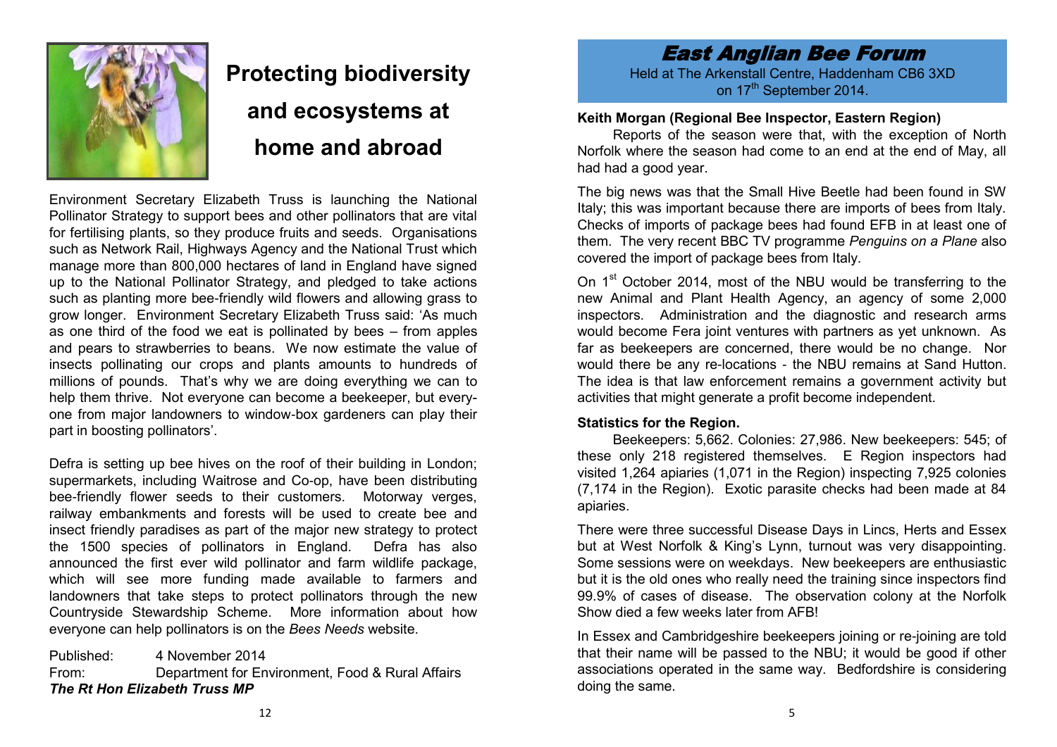# Protecting biodiversity and ecosystems at home and abroad

Environment Secretary Elizabeth Truss is launching the National Pollinator Strategy to support bees and other pollinators that are vital for fertilising plants, so they produce fruits and seeds. Organisations such as Network Rail, Highways Agency and the National Trust which manage more than 800,000 hectares of land in England have signed up to the National Pollinator Strategy, and pledged to take actions such as planting more bee-friendly wild flowers and allowing grass to grow longer. Environment Secretary Elizabeth Truss said: 'As much as one third of the food we eat is pollinated by bees – from apples and pears to strawberries to beans. We now estimate the value of insects pollinating our crops and plants amounts to hundreds of millions of pounds. That's why we are doing everything we can to help them thrive. Not everyone can become a beekeeper, but everyone from major landowners to window-box gardeners can play their part in boosting pollinators'.

Defra is setting up bee hives on the roof of their building in London; supermarkets, including Waitrose and Co-op, have been distributing bee-friendly flower seeds to their customers. Motorway verges, railway embankments and forests will be used to create bee and insect friendly paradises as part of the major new strategy to protect the 1500 species of pollinators in England. Defra has also announced the first ever wild pollinator and farm wildlife package, which will see more funding made available to farmers and landowners that take steps to protect pollinators through the new Countryside Stewardship Scheme. More information about how everyone can help pollinators is on the *Bees Needs* website.

Published: 4 November 2014
From: Department for Environment, Food & Rural Affairs
***The Rt Hon Elizabeth Truss MP***

# East Anglian Bee Forum

Held at The Arkenstall Centre, Haddenham CB6 3XD on 17th September 2014.

**Keith Morgan (Regional Bee Inspector, Eastern Region)**

Reports of the season were that, with the exception of North Norfolk where the season had come to an end at the end of May, all had had a good year.

The big news was that the Small Hive Beetle had been found in SW Italy; this was important because there are imports of bees from Italy. Checks of imports of package bees had found EFB in at least one of them. The very recent BBC TV programme *Penguins on a Plane* also covered the import of package bees from Italy.

On 1st October 2014, most of the NBU would be transferring to the new Animal and Plant Health Agency, an agency of some 2,000 inspectors. Administration and the diagnostic and research arms would become Fera joint ventures with partners as yet unknown. As far as beekeepers are concerned, there would be no change. Nor would there be any re-locations - the NBU remains at Sand Hutton. The idea is that law enforcement remains a government activity but activities that might generate a profit become independent.

**Statistics for the Region.**

Beekeepers: 5,662. Colonies: 27,986. New beekeepers: 545; of these only 218 registered themselves. E Region inspectors had visited 1,264 apiaries (1,071 in the Region) inspecting 7,925 colonies (7,174 in the Region). Exotic parasite checks had been made at 84 apiaries.

There were three successful Disease Days in Lincs, Herts and Essex but at West Norfolk & King's Lynn, turnout was very disappointing. Some sessions were on weekdays. New beekeepers are enthusiastic but it is the old ones who really need the training since inspectors find 99.9% of cases of disease. The observation colony at the Norfolk Show died a few weeks later from AFB!

In Essex and Cambridgeshire beekeepers joining or re-joining are told that their name will be passed to the NBU; it would be good if other associations operated in the same way. Bedfordshire is considering doing the same.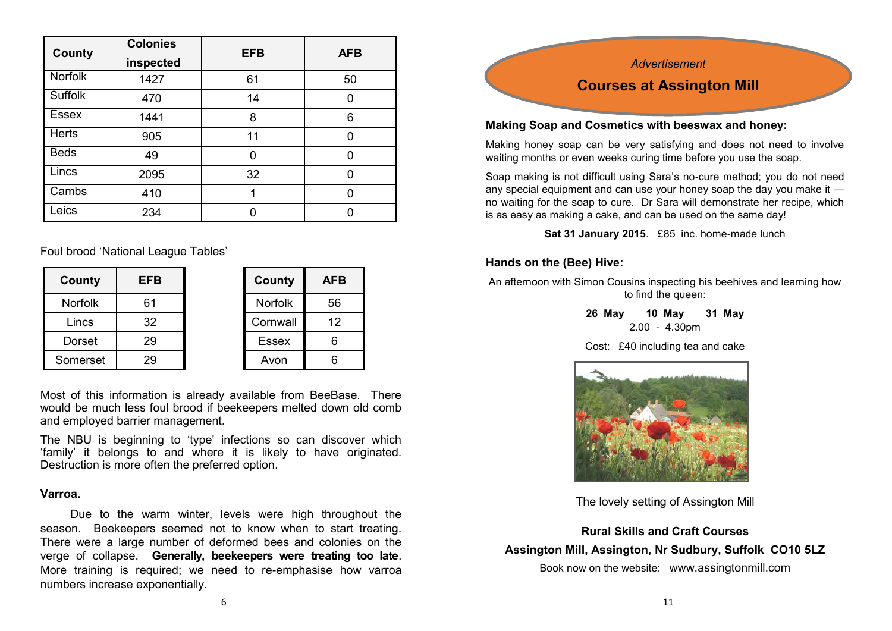| County | Colonies inspected | EFB | AFB |
|---|---|---|---|
| Norfolk | 1427 | 61 | 50 |
| Suffolk | 470 | 14 | 0 |
| Essex | 1441 | 8 | 6 |
| Herts | 905 | 11 | 0 |
| Beds | 49 | 0 | 0 |
| Lincs | 2095 | 32 | 0 |
| Cambs | 410 | 1 | 0 |
| Leics | 234 | 0 | 0 |

Foul brood 'National League Tables'

| County | EFB |
|---|---|
| Norfolk | 61 |
| Lincs | 32 |
| Dorset | 29 |
| Somerset | 29 |

| County | AFB |
|---|---|
| Norfolk | 56 |
| Cornwall | 12 |
| Essex | 6 |
| Avon | 6 |

Most of this information is already available from BeeBase. There would be much less foul brood if beekeepers melted down old comb and employed barrier management.

The NBU is beginning to 'type' infections so can discover which 'family' it belongs to and where it is likely to have originated. Destruction is more often the preferred option.

### Varroa.

Due to the warm winter, levels were high throughout the season. Beekeepers seemed not to know when to start treating. There were a large number of deformed bees and colonies on the verge of collapse. **Generally, beekeepers were treating too late**. More training is required; we need to re-emphasise how varroa numbers increase exponentially.

*Advertisement*

## Courses at Assington Mill

### Making Soap and Cosmetics with beeswax and honey:

Making honey soap can be very satisfying and does not need to involve waiting months or even weeks curing time before you use the soap.

Soap making is not difficult using Sara's no-cure method; you do not need any special equipment and can use your honey soap the day you make it — no waiting for the soap to cure. Dr Sara will demonstrate her recipe, which is as easy as making a cake, and can be used on the same day!

**Sat 31 January 2015**. £85 inc. home-made lunch

### Hands on the (Bee) Hive:

An afternoon with Simon Cousins inspecting his beehives and learning how to find the queen:

**26 May 10 May 31 May**
2.00 - 4.30pm

Cost: £40 including tea and cake

The lovely setting of Assington Mill

**Rural Skills and Craft Courses**

**Assington Mill, Assington, Nr Sudbury, Suffolk CO10 5LZ**

Book now on the website: www.assingtonmill.com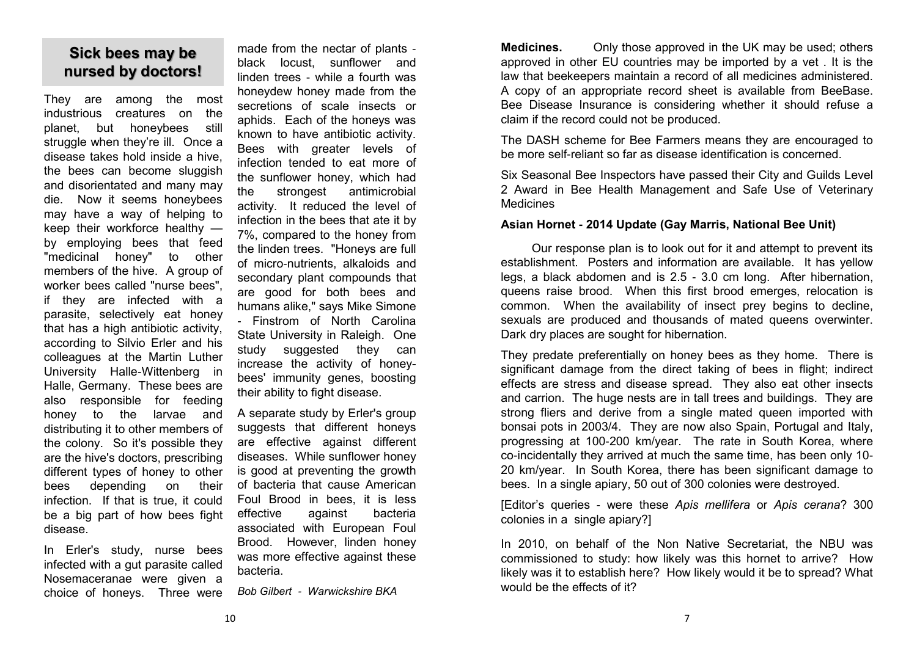## Sick bees may be nursed by doctors!

They are among the most industrious creatures on the planet, but honeybees still struggle when they're ill. Once a disease takes hold inside a hive, the bees can become sluggish and disorientated and many may die. Now it seems honeybees may have a way of helping to keep their workforce healthy — by employing bees that feed "medicinal honey" to other members of the hive. A group of worker bees called "nurse bees", if they are infected with a parasite, selectively eat honey that has a high antibiotic activity, according to Silvio Erler and his colleagues at the Martin Luther University Halle-Wittenberg in Halle, Germany. These bees are also responsible for feeding honey to the larvae and distributing it to other members of the colony. So it's possible they are the hive's doctors, prescribing different types of honey to other bees depending on their infection. If that is true, it could be a big part of how bees fight disease.

In Erler's study, nurse bees infected with a gut parasite called Nosemaceranae were given a choice of honeys. Three were made from the nectar of plants - black locust, sunflower and linden trees - while a fourth was honeydew honey made from the secretions of scale insects or aphids. Each of the honeys was known to have antibiotic activity. Bees with greater levels of infection tended to eat more of the sunflower honey, which had the strongest antimicrobial activity. It reduced the level of infection in the bees that ate it by 7%, compared to the honey from the linden trees. "Honeys are full of micro-nutrients, alkaloids and secondary plant compounds that are good for both bees and humans alike," says Mike Simone - Finstrom of North Carolina State University in Raleigh. One study suggested they can increase the activity of honey-bees' immunity genes, boosting their ability to fight disease.

A separate study by Erler's group suggests that different honeys are effective against different diseases. While sunflower honey is good at preventing the growth of bacteria that cause American Foul Brood in bees, it is less effective against bacteria associated with European Foul Brood. However, linden honey was more effective against these bacteria.

*Bob Gilbert - Warwickshire BKA*

**Medicines.** Only those approved in the UK may be used; others approved in other EU countries may be imported by a vet . It is the law that beekeepers maintain a record of all medicines administered. A copy of an appropriate record sheet is available from BeeBase. Bee Disease Insurance is considering whether it should refuse a claim if the record could not be produced.

The DASH scheme for Bee Farmers means they are encouraged to be more self-reliant so far as disease identification is concerned.

Six Seasonal Bee Inspectors have passed their City and Guilds Level 2 Award in Bee Health Management and Safe Use of Veterinary Medicines

**Asian Hornet - 2014 Update (Gay Marris, National Bee Unit)**

Our response plan is to look out for it and attempt to prevent its establishment. Posters and information are available. It has yellow legs, a black abdomen and is 2.5 - 3.0 cm long. After hibernation, queens raise brood. When this first brood emerges, relocation is common. When the availability of insect prey begins to decline, sexuals are produced and thousands of mated queens overwinter. Dark dry places are sought for hibernation.

They predate preferentially on honey bees as they home. There is significant damage from the direct taking of bees in flight; indirect effects are stress and disease spread. They also eat other insects and carrion. The huge nests are in tall trees and buildings. They are strong fliers and derive from a single mated queen imported with bonsai pots in 2003/4. They are now also Spain, Portugal and Italy, progressing at 100-200 km/year. The rate in South Korea, where co-incidentally they arrived at much the same time, has been only 10-20 km/year. In South Korea, there has been significant damage to bees. In a single apiary, 50 out of 300 colonies were destroyed.

[Editor's queries - were these *Apis mellifera* or *Apis cerana*? 300 colonies in a single apiary?]

In 2010, on behalf of the Non Native Secretariat, the NBU was commissioned to study: how likely was this hornet to arrive? How likely was it to establish here? How likely would it be to spread? What would be the effects of it?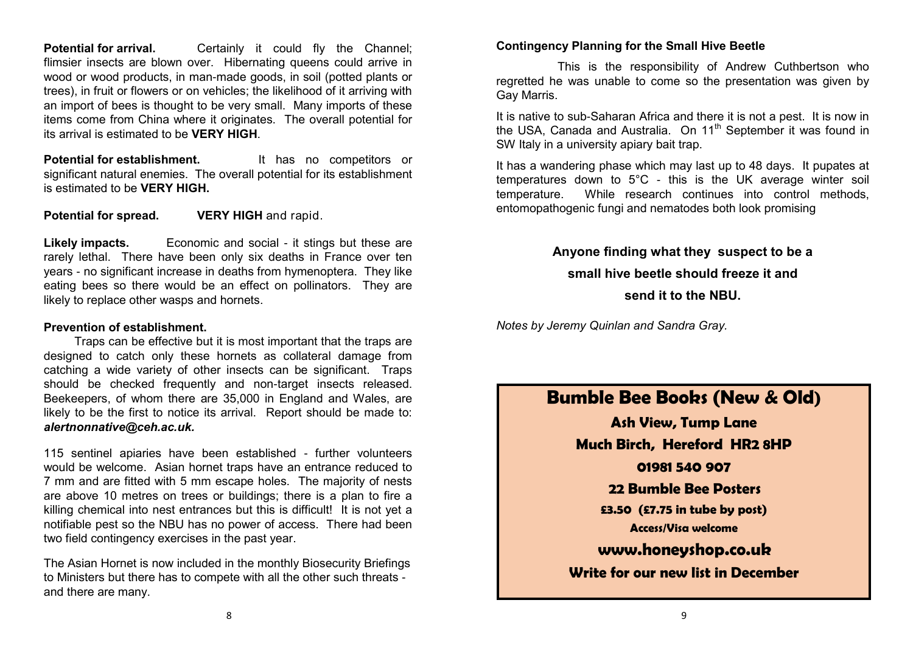**Potential for arrival.** Certainly it could fly the Channel; flimsier insects are blown over. Hibernating queens could arrive in wood or wood products, in man-made goods, in soil (potted plants or trees), in fruit or flowers or on vehicles; the likelihood of it arriving with an import of bees is thought to be very small. Many imports of these items come from China where it originates. The overall potential for its arrival is estimated to be **VERY HIGH**.

**Potential for establishment.** It has no competitors or significant natural enemies. The overall potential for its establishment is estimated to be **VERY HIGH.**

**Potential for spread.** **VERY HIGH** and rapid.

**Likely impacts.** Economic and social - it stings but these are rarely lethal. There have been only six deaths in France over ten years - no significant increase in deaths from hymenoptera. They like eating bees so there would be an effect on pollinators. They are likely to replace other wasps and hornets.

**Prevention of establishment.**

Traps can be effective but it is most important that the traps are designed to catch only these hornets as collateral damage from catching a wide variety of other insects can be significant. Traps should be checked frequently and non-target insects released. Beekeepers, of whom there are 35,000 in England and Wales, are likely to be the first to notice its arrival. Report should be made to: ***alertnonnative@ceh.ac.uk.***

115 sentinel apiaries have been established - further volunteers would be welcome. Asian hornet traps have an entrance reduced to 7 mm and are fitted with 5 mm escape holes. The majority of nests are above 10 metres on trees or buildings; there is a plan to fire a killing chemical into nest entrances but this is difficult! It is not yet a notifiable pest so the NBU has no power of access. There had been two field contingency exercises in the past year.

The Asian Hornet is now included in the monthly Biosecurity Briefings to Ministers but there has to compete with all the other such threats - and there are many.

**Contingency Planning for the Small Hive Beetle**

This is the responsibility of Andrew Cuthbertson who regretted he was unable to come so the presentation was given by Gay Marris.

It is native to sub-Saharan Africa and there it is not a pest. It is now in the USA, Canada and Australia. On 11th September it was found in SW Italy in a university apiary bait trap.

It has a wandering phase which may last up to 48 days. It pupates at temperatures down to 5°C - this is the UK average winter soil temperature. While research continues into control methods, entomopathogenic fungi and nematodes both look promising

**Anyone finding what they suspect to be a small hive beetle should freeze it and send it to the NBU.**

*Notes by Jeremy Quinlan and Sandra Gray.*

**Bumble Bee Books (New & Old)**

**Ash View, Tump Lane**

**Much Birch, Hereford HR2 8HP**

**01981 540 907**

**22 Bumble Bee Posters**

**£3.50 (£7.75 in tube by post)**

**Access/Visa welcome**

**www.honeyshop.co.uk**

**Write for our new list in December**